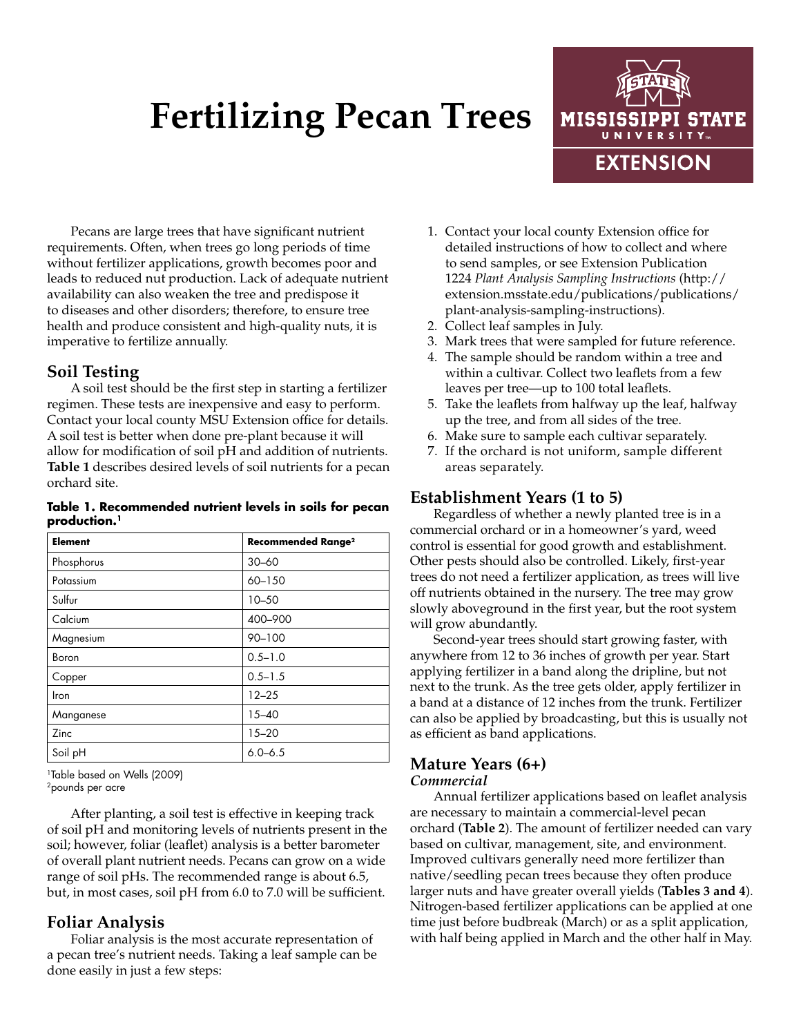# Fertilizing Pecan Trees

Pecans are large trees that have significant nutrient requirements. Often, when trees go long periods of time without fertilizer applications, growth becomes poor and leads to reduced nut production. Lack of adequate nutrient availability can also weaken the tree and predispose it to diseases and other disorders; therefore, to ensure tree health and produce consistent and high-quality nuts, it is imperative to fertilize annually.

## Soil Testing

A soil test should be the first step in starting a fertilizer regimen. These tests are inexpensive and easy to perform. Contact your local county MSU Extension office for details. A soil test is better when done pre-plant because it will allow for modification of soil pH and addition of nutrients. **Table 1** describes desired levels of soil nutrients for a pecan orchard site.

**Table 1. Recommended nutrient levels in soils for pecan production.[1]**

| Element | Recommended Range[2] |
|---|---|
| Phosphorus | 30–60 |
| Potassium | 60–150 |
| Sulfur | 10–50 |
| Calcium | 400–900 |
| Magnesium | 90–100 |
| Boron | 0.5–1.0 |
| Copper | 0.5–1.5 |
| Iron | 12–25 |
| Manganese | 15–40 |
| Zinc | 15–20 |
| Soil pH | 6.0–6.5 |

[1]Table based on Wells (2009)
[2]pounds per acre

After planting, a soil test is effective in keeping track of soil pH and monitoring levels of nutrients present in the soil; however, foliar (leaflet) analysis is a better barometer of overall plant nutrient needs. Pecans can grow on a wide range of soil pHs. The recommended range is about 6.5, but, in most cases, soil pH from 6.0 to 7.0 will be sufficient.

## Foliar Analysis

Foliar analysis is the most accurate representation of a pecan tree's nutrient needs. Taking a leaf sample can be done easily in just a few steps:

1. Contact your local county Extension office for detailed instructions of how to collect and where to send samples, or see Extension Publication 1224 *Plant Analysis Sampling Instructions* (http://extension.msstate.edu/publications/publications/plant-analysis-sampling-instructions).
2. Collect leaf samples in July.
3. Mark trees that were sampled for future reference.
4. The sample should be random within a tree and within a cultivar. Collect two leaflets from a few leaves per tree—up to 100 total leaflets.
5. Take the leaflets from halfway up the leaf, halfway up the tree, and from all sides of the tree.
6. Make sure to sample each cultivar separately.
7. If the orchard is not uniform, sample different areas separately.

## Establishment Years (1 to 5)

Regardless of whether a newly planted tree is in a commercial orchard or in a homeowner's yard, weed control is essential for good growth and establishment. Other pests should also be controlled. Likely, first-year trees do not need a fertilizer application, as trees will live off nutrients obtained in the nursery. The tree may grow slowly aboveground in the first year, but the root system will grow abundantly.

Second-year trees should start growing faster, with anywhere from 12 to 36 inches of growth per year. Start applying fertilizer in a band along the dripline, but not next to the trunk. As the tree gets older, apply fertilizer in a band at a distance of 12 inches from the trunk. Fertilizer can also be applied by broadcasting, but this is usually not as efficient as band applications.

## Mature Years (6+)

### *Commercial*

Annual fertilizer applications based on leaflet analysis are necessary to maintain a commercial-level pecan orchard (**Table 2**). The amount of fertilizer needed can vary based on cultivar, management, site, and environment. Improved cultivars generally need more fertilizer than native/seedling pecan trees because they often produce larger nuts and have greater overall yields (**Tables 3 and 4**). Nitrogen-based fertilizer applications can be applied at one time just before budbreak (March) or as a split application, with half being applied in March and the other half in May.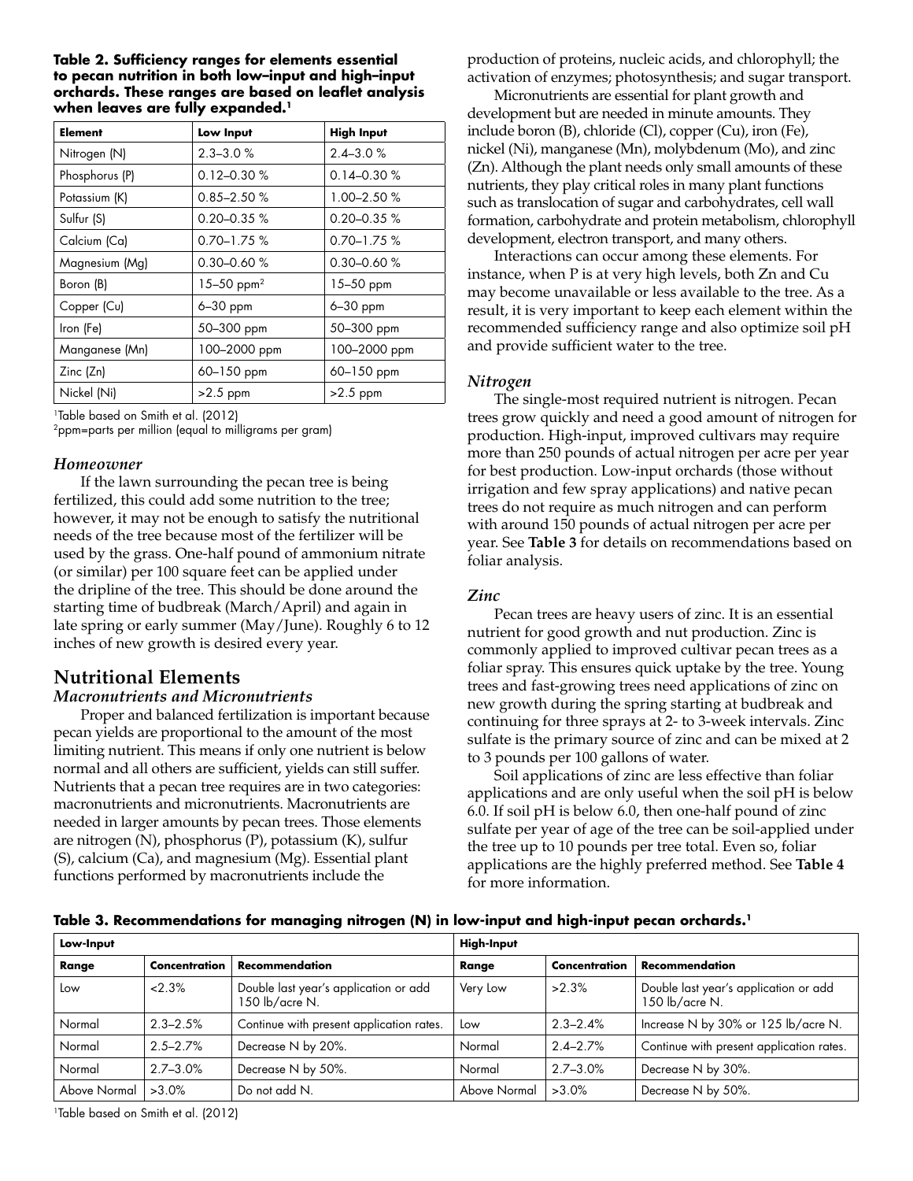**Table 2. Sufficiency ranges for elements essential to pecan nutrition in both low–input and high–input orchards. These ranges are based on leaflet analysis when leaves are fully expanded.[1]**

| Element | Low Input | High Input |
|---|---|---|
| Nitrogen (N) | 2.3–3.0 % | 2.4–3.0 % |
| Phosphorus (P) | 0.12–0.30 % | 0.14–0.30 % |
| Potassium (K) | 0.85–2.50 % | 1.00–2.50 % |
| Sulfur (S) | 0.20–0.35 % | 0.20–0.35 % |
| Calcium (Ca) | 0.70–1.75 % | 0.70–1.75 % |
| Magnesium (Mg) | 0.30–0.60 % | 0.30–0.60 % |
| Boron (B) | 15–50 ppm[2] | 15–50 ppm |
| Copper (Cu) | 6–30 ppm | 6–30 ppm |
| Iron (Fe) | 50–300 ppm | 50–300 ppm |
| Manganese (Mn) | 100–2000 ppm | 100–2000 ppm |
| Zinc (Zn) | 60–150 ppm | 60–150 ppm |
| Nickel (Ni) | >2.5 ppm | >2.5 ppm |

[1]Table based on Smith et al. (2012)
[2]ppm=parts per million (equal to milligrams per gram)

### *Homeowner*

If the lawn surrounding the pecan tree is being fertilized, this could add some nutrition to the tree; however, it may not be enough to satisfy the nutritional needs of the tree because most of the fertilizer will be used by the grass. One-half pound of ammonium nitrate (or similar) per 100 square feet can be applied under the dripline of the tree. This should be done around the starting time of budbreak (March/April) and again in late spring or early summer (May/June). Roughly 6 to 12 inches of new growth is desired every year.

## Nutritional Elements

### *Macronutrients and Micronutrients*

Proper and balanced fertilization is important because pecan yields are proportional to the amount of the most limiting nutrient. This means if only one nutrient is below normal and all others are sufficient, yields can still suffer. Nutrients that a pecan tree requires are in two categories: macronutrients and micronutrients. Macronutrients are needed in larger amounts by pecan trees. Those elements are nitrogen (N), phosphorus (P), potassium (K), sulfur (S), calcium (Ca), and magnesium (Mg). Essential plant functions performed by macronutrients include the production of proteins, nucleic acids, and chlorophyll; the activation of enzymes; photosynthesis; and sugar transport.

Micronutrients are essential for plant growth and development but are needed in minute amounts. They include boron (B), chloride (Cl), copper (Cu), iron (Fe), nickel (Ni), manganese (Mn), molybdenum (Mo), and zinc (Zn). Although the plant needs only small amounts of these nutrients, they play critical roles in many plant functions such as translocation of sugar and carbohydrates, cell wall formation, carbohydrate and protein metabolism, chlorophyll development, electron transport, and many others.

Interactions can occur among these elements. For instance, when P is at very high levels, both Zn and Cu may become unavailable or less available to the tree. As a result, it is very important to keep each element within the recommended sufficiency range and also optimize soil pH and provide sufficient water to the tree.

### *Nitrogen*

The single-most required nutrient is nitrogen. Pecan trees grow quickly and need a good amount of nitrogen for production. High-input, improved cultivars may require more than 250 pounds of actual nitrogen per acre per year for best production. Low-input orchards (those without irrigation and few spray applications) and native pecan trees do not require as much nitrogen and can perform with around 150 pounds of actual nitrogen per acre per year. See **Table 3** for details on recommendations based on foliar analysis.

### *Zinc*

Pecan trees are heavy users of zinc. It is an essential nutrient for good growth and nut production. Zinc is commonly applied to improved cultivar pecan trees as a foliar spray. This ensures quick uptake by the tree. Young trees and fast-growing trees need applications of zinc on new growth during the spring starting at budbreak and continuing for three sprays at 2- to 3-week intervals. Zinc sulfate is the primary source of zinc and can be mixed at 2 to 3 pounds per 100 gallons of water.

Soil applications of zinc are less effective than foliar applications and are only useful when the soil pH is below 6.0. If soil pH is below 6.0, then one-half pound of zinc sulfate per year of age of the tree can be soil-applied under the tree up to 10 pounds per tree total. Even so, foliar applications are the highly preferred method. See **Table 4** for more information.

**Table 3. Recommendations for managing nitrogen (N) in low-input and high-input pecan orchards.[1]**

| Low-Input | | | High-Input | | |
|---|---|---|---|---|---|
| **Range** | **Concentration** | **Recommendation** | **Range** | **Concentration** | **Recommendation** |
| Low | <2.3% | Double last year's application or add 150 lb/acre N. | Very Low | >2.3% | Double last year's application or add 150 lb/acre N. |
| Normal | 2.3–2.5% | Continue with present application rates. | Low | 2.3–2.4% | Increase N by 30% or 125 lb/acre N. |
| Normal | 2.5–2.7% | Decrease N by 20%. | Normal | 2.4–2.7% | Continue with present application rates. |
| Normal | 2.7–3.0% | Decrease N by 50%. | Normal | 2.7–3.0% | Decrease N by 30%. |
| Above Normal | >3.0% | Do not add N. | Above Normal | >3.0% | Decrease N by 50%. |

[1]Table based on Smith et al. (2012)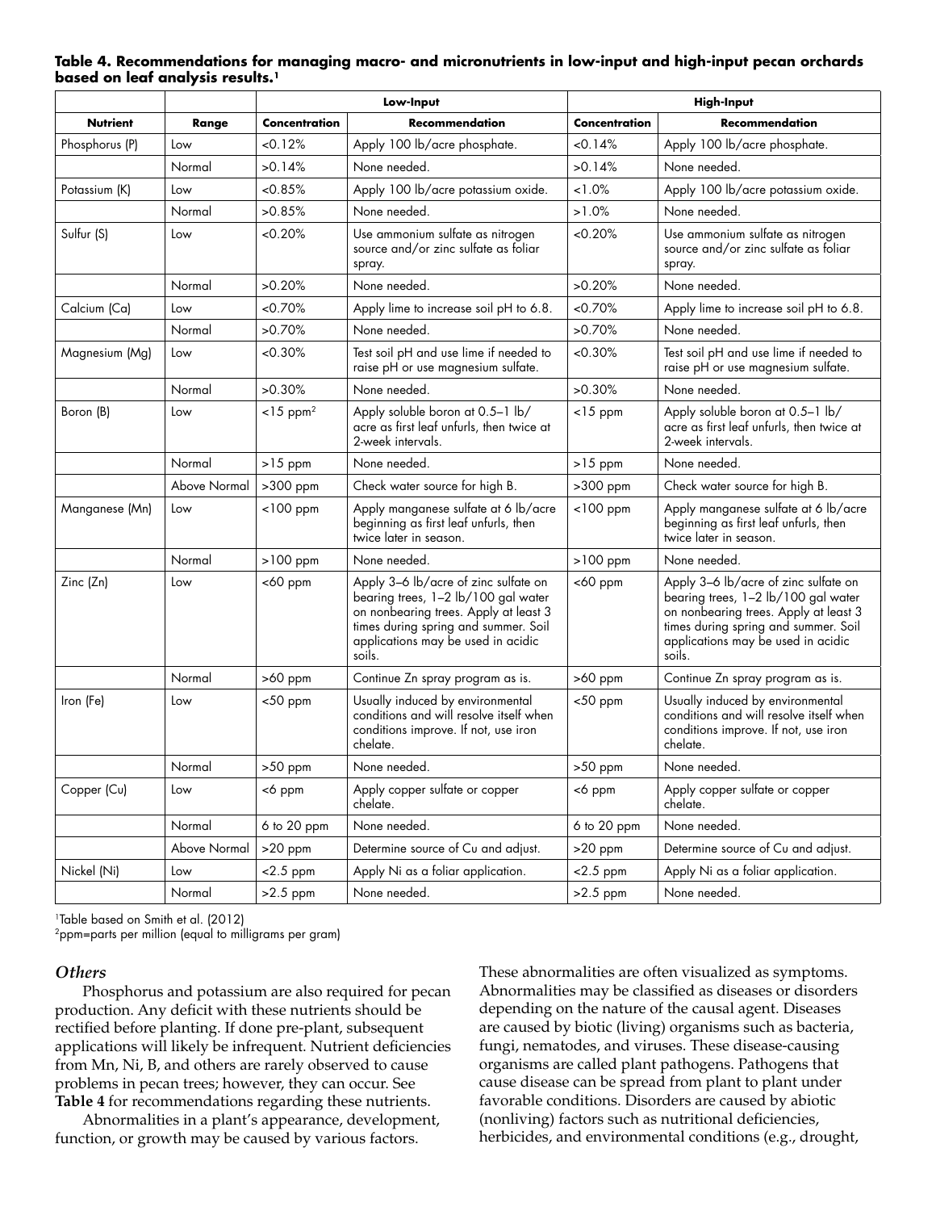**Table 4. Recommendations for managing macro- and micronutrients in low-input and high-input pecan orchards based on leaf analysis results.[1]**

| | | Low-Input | | High-Input | |
|---|---|---|---|---|---|
| **Nutrient** | **Range** | **Concentration** | **Recommendation** | **Concentration** | **Recommendation** |
| Phosphorus (P) | Low | <0.12% | Apply 100 lb/acre phosphate. | <0.14% | Apply 100 lb/acre phosphate. |
| | Normal | >0.14% | None needed. | >0.14% | None needed. |
| Potassium (K) | Low | <0.85% | Apply 100 lb/acre potassium oxide. | <1.0% | Apply 100 lb/acre potassium oxide. |
| | Normal | >0.85% | None needed. | >1.0% | None needed. |
| Sulfur (S) | Low | <0.20% | Use ammonium sulfate as nitrogen source and/or zinc sulfate as foliar spray. | <0.20% | Use ammonium sulfate as nitrogen source and/or zinc sulfate as foliar spray. |
| | Normal | >0.20% | None needed. | >0.20% | None needed. |
| Calcium (Ca) | Low | <0.70% | Apply lime to increase soil pH to 6.8. | <0.70% | Apply lime to increase soil pH to 6.8. |
| | Normal | >0.70% | None needed. | >0.70% | None needed. |
| Magnesium (Mg) | Low | <0.30% | Test soil pH and use lime if needed to raise pH or use magnesium sulfate. | <0.30% | Test soil pH and use lime if needed to raise pH or use magnesium sulfate. |
| | Normal | >0.30% | None needed. | >0.30% | None needed. |
| Boron (B) | Low | <15 ppm[2] | Apply soluble boron at 0.5–1 lb/acre as first leaf unfurls, then twice at 2-week intervals. | <15 ppm | Apply soluble boron at 0.5–1 lb/acre as first leaf unfurls, then twice at 2-week intervals. |
| | Normal | >15 ppm | None needed. | >15 ppm | None needed. |
| | Above Normal | >300 ppm | Check water source for high B. | >300 ppm | Check water source for high B. |
| Manganese (Mn) | Low | <100 ppm | Apply manganese sulfate at 6 lb/acre beginning as first leaf unfurls, then twice later in season. | <100 ppm | Apply manganese sulfate at 6 lb/acre beginning as first leaf unfurls, then twice later in season. |
| | Normal | >100 ppm | None needed. | >100 ppm | None needed. |
| Zinc (Zn) | Low | <60 ppm | Apply 3–6 lb/acre of zinc sulfate on bearing trees, 1–2 lb/100 gal water on nonbearing trees. Apply at least 3 times during spring and summer. Soil applications may be used in acidic soils. | <60 ppm | Apply 3–6 lb/acre of zinc sulfate on bearing trees, 1–2 lb/100 gal water on nonbearing trees. Apply at least 3 times during spring and summer. Soil applications may be used in acidic soils. |
| | Normal | >60 ppm | Continue Zn spray program as is. | >60 ppm | Continue Zn spray program as is. |
| Iron (Fe) | Low | <50 ppm | Usually induced by environmental conditions and will resolve itself when conditions improve. If not, use iron chelate. | <50 ppm | Usually induced by environmental conditions and will resolve itself when conditions improve. If not, use iron chelate. |
| | Normal | >50 ppm | None needed. | >50 ppm | None needed. |
| Copper (Cu) | Low | <6 ppm | Apply copper sulfate or copper chelate. | <6 ppm | Apply copper sulfate or copper chelate. |
| | Normal | 6 to 20 ppm | None needed. | 6 to 20 ppm | None needed. |
| | Above Normal | >20 ppm | Determine source of Cu and adjust. | >20 ppm | Determine source of Cu and adjust. |
| Nickel (Ni) | Low | <2.5 ppm | Apply Ni as a foliar application. | <2.5 ppm | Apply Ni as a foliar application. |
| | Normal | >2.5 ppm | None needed. | >2.5 ppm | None needed. |

[1]Table based on Smith et al. (2012)
[2]ppm=parts per million (equal to milligrams per gram)

### *Others*

Phosphorus and potassium are also required for pecan production. Any deficit with these nutrients should be rectified before planting. If done pre-plant, subsequent applications will likely be infrequent. Nutrient deficiencies from Mn, Ni, B, and others are rarely observed to cause problems in pecan trees; however, they can occur. See **Table 4** for recommendations regarding these nutrients.

Abnormalities in a plant's appearance, development, function, or growth may be caused by various factors. These abnormalities are often visualized as symptoms. Abnormalities may be classified as diseases or disorders depending on the nature of the causal agent. Diseases are caused by biotic (living) organisms such as bacteria, fungi, nematodes, and viruses. These disease-causing organisms are called plant pathogens. Pathogens that cause disease can be spread from plant to plant under favorable conditions. Disorders are caused by abiotic (nonliving) factors such as nutritional deficiencies, herbicides, and environmental conditions (e.g., drought,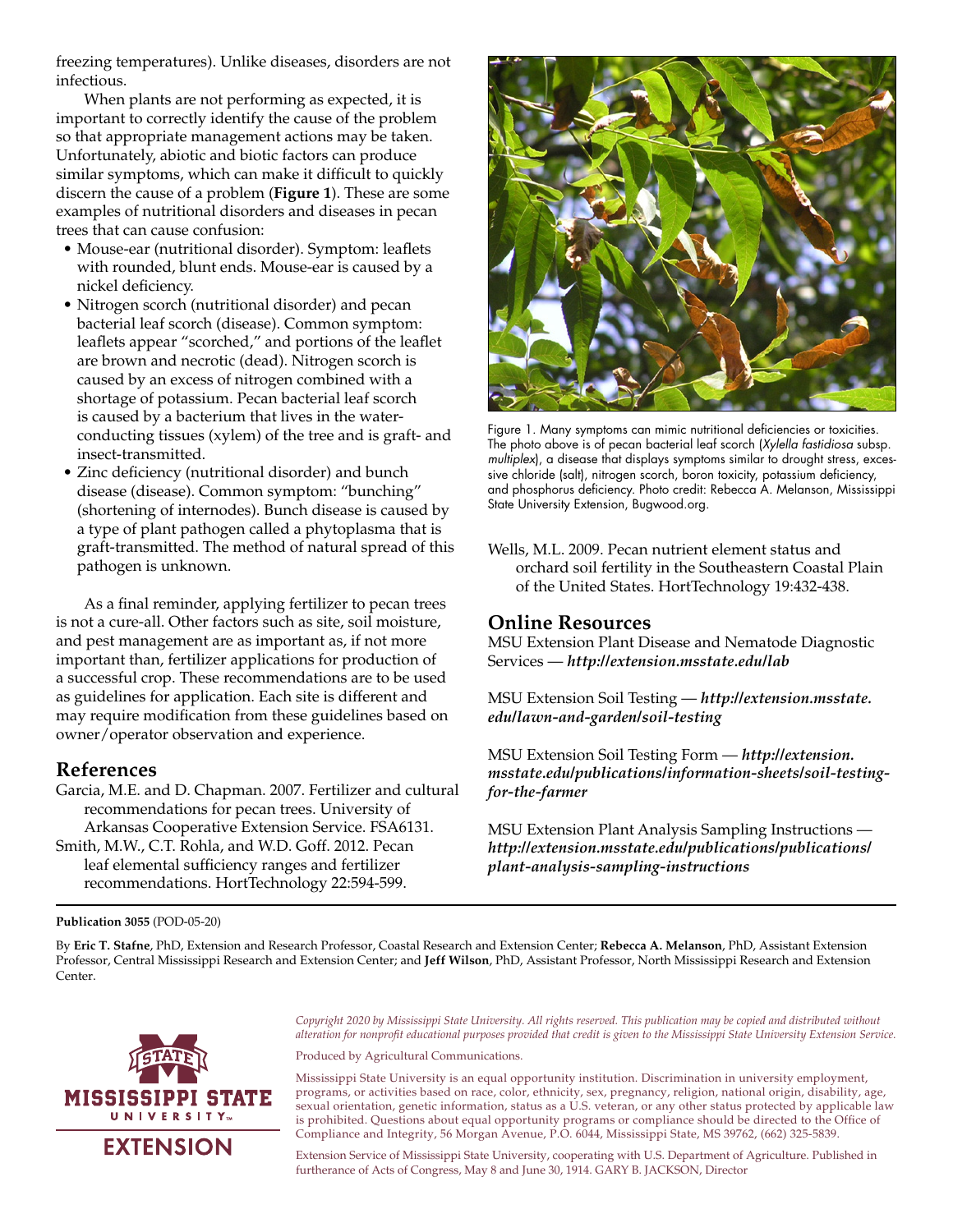freezing temperatures). Unlike diseases, disorders are not infectious.

When plants are not performing as expected, it is important to correctly identify the cause of the problem so that appropriate management actions may be taken. Unfortunately, abiotic and biotic factors can produce similar symptoms, which can make it difficult to quickly discern the cause of a problem (**Figure 1**). These are some examples of nutritional disorders and diseases in pecan trees that can cause confusion:

- Mouse-ear (nutritional disorder). Symptom: leaflets with rounded, blunt ends. Mouse-ear is caused by a nickel deficiency.
- Nitrogen scorch (nutritional disorder) and pecan bacterial leaf scorch (disease). Common symptom: leaflets appear "scorched," and portions of the leaflet are brown and necrotic (dead). Nitrogen scorch is caused by an excess of nitrogen combined with a shortage of potassium. Pecan bacterial leaf scorch is caused by a bacterium that lives in the water-conducting tissues (xylem) of the tree and is graft- and insect-transmitted.
- Zinc deficiency (nutritional disorder) and bunch disease (disease). Common symptom: "bunching" (shortening of internodes). Bunch disease is caused by a type of plant pathogen called a phytoplasma that is graft-transmitted. The method of natural spread of this pathogen is unknown.

As a final reminder, applying fertilizer to pecan trees is not a cure-all. Other factors such as site, soil moisture, and pest management are as important as, if not more important than, fertilizer applications for production of a successful crop. These recommendations are to be used as guidelines for application. Each site is different and may require modification from these guidelines based on owner/operator observation and experience.

Figure 1. Many symptoms can mimic nutritional deficiencies or toxicities. The photo above is of pecan bacterial leaf scorch (*Xylella fastidiosa* subsp. *multiplex*), a disease that displays symptoms similar to drought stress, excessive chloride (salt), nitrogen scorch, boron toxicity, potassium deficiency, and phosphorus deficiency. Photo credit: Rebecca A. Melanson, Mississippi State University Extension, Bugwood.org.

## References

Garcia, M.E. and D. Chapman. 2007. Fertilizer and cultural recommendations for pecan trees. University of Arkansas Cooperative Extension Service. FSA6131.

Smith, M.W., C.T. Rohla, and W.D. Goff. 2012. Pecan leaf elemental sufficiency ranges and fertilizer recommendations. HortTechnology 22:594-599.

Wells, M.L. 2009. Pecan nutrient element status and orchard soil fertility in the Southeastern Coastal Plain of the United States. HortTechnology 19:432-438.

## Online Resources

MSU Extension Plant Disease and Nematode Diagnostic Services — ***http://extension.msstate.edu/lab***

MSU Extension Soil Testing — ***http://extension.msstate.edu/lawn-and-garden/soil-testing***

MSU Extension Soil Testing Form — ***http://extension.msstate.edu/publications/information-sheets/soil-testing-for-the-farmer***

MSU Extension Plant Analysis Sampling Instructions — ***http://extension.msstate.edu/publications/publications/plant-analysis-sampling-instructions***

---

**Publication 3055** (POD-05-20)

By **Eric T. Stafne**, PhD, Extension and Research Professor, Coastal Research and Extension Center; **Rebecca A. Melanson**, PhD, Assistant Extension Professor, Central Mississippi Research and Extension Center; and **Jeff Wilson**, PhD, Assistant Professor, North Mississippi Research and Extension Center.

MISSISSIPPI STATE UNIVERSITY EXTENSION

*Copyright 2020 by Mississippi State University. All rights reserved. This publication may be copied and distributed without alteration for nonprofit educational purposes provided that credit is given to the Mississippi State University Extension Service.*

Produced by Agricultural Communications.

Mississippi State University is an equal opportunity institution. Discrimination in university employment, programs, or activities based on race, color, ethnicity, sex, pregnancy, religion, national origin, disability, age, sexual orientation, genetic information, status as a U.S. veteran, or any other status protected by applicable law is prohibited. Questions about equal opportunity programs or compliance should be directed to the Office of Compliance and Integrity, 56 Morgan Avenue, P.O. 6044, Mississippi State, MS 39762, (662) 325-5839.

Extension Service of Mississippi State University, cooperating with U.S. Department of Agriculture. Published in furtherance of Acts of Congress, May 8 and June 30, 1914. GARY B. JACKSON, Director